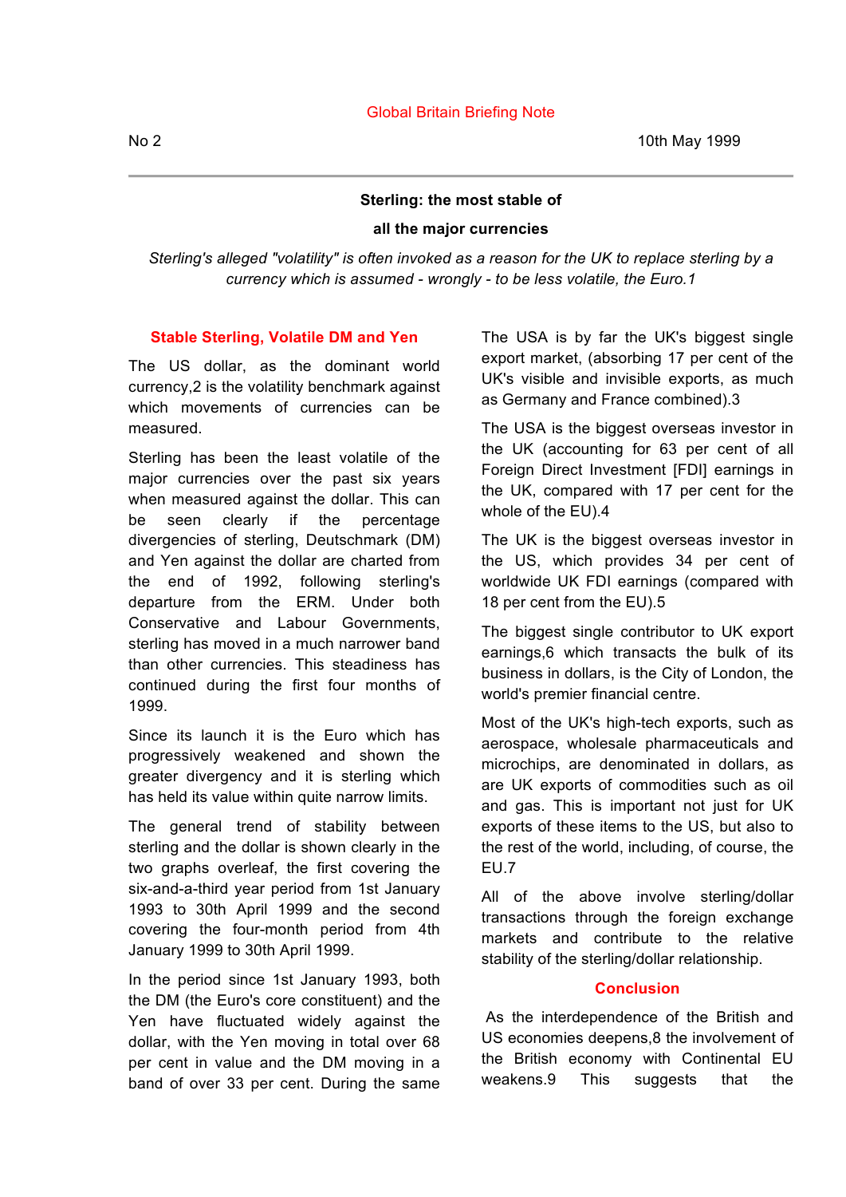Global Britain Briefing Note

No 2 10th May 1999

## Sterling: the most stable of all the major currencies

*Sterling's alleged "volatility" is often invoked as a reason for the UK to replace sterling by a currency which is assumed - wrongly - to be less volatile, the Euro.*[1]

### Stable Sterling, Volatile DM and Yen

The US dollar, as the dominant world currency,[2] is the volatility benchmark against which movements of currencies can be measured.

Sterling has been the least volatile of the major currencies over the past six years when measured against the dollar. This can be seen clearly if the percentage divergencies of sterling, Deutschmark (DM) and Yen against the dollar are charted from the end of 1992, following sterling's departure from the ERM. Under both Conservative and Labour Governments, sterling has moved in a much narrower band than other currencies. This steadiness has continued during the first four months of 1999.

Since its launch it is the Euro which has progressively weakened and shown the greater divergency and it is sterling which has held its value within quite narrow limits.

The general trend of stability between sterling and the dollar is shown clearly in the two graphs overleaf, the first covering the six-and-a-third year period from 1st January 1993 to 30th April 1999 and the second covering the four-month period from 4th January 1999 to 30th April 1999.

In the period since 1st January 1993, both the DM (the Euro's core constituent) and the Yen have fluctuated widely against the dollar, with the Yen moving in total over 68 per cent in value and the DM moving in a band of over 33 per cent. During the same

The USA is by far the UK's biggest single export market, (absorbing 17 per cent of the UK's visible and invisible exports, as much as Germany and France combined).[3]

The USA is the biggest overseas investor in the UK (accounting for 63 per cent of all Foreign Direct Investment [FDI] earnings in the UK, compared with 17 per cent for the whole of the EU).[4]

The UK is the biggest overseas investor in the US, which provides 34 per cent of worldwide UK FDI earnings (compared with 18 per cent from the EU).[5]

The biggest single contributor to UK export earnings,[6] which transacts the bulk of its business in dollars, is the City of London, the world's premier financial centre.

Most of the UK's high-tech exports, such as aerospace, wholesale pharmaceuticals and microchips, are denominated in dollars, as are UK exports of commodities such as oil and gas. This is important not just for UK exports of these items to the US, but also to the rest of the world, including, of course, the EU.[7]

All of the above involve sterling/dollar transactions through the foreign exchange markets and contribute to the relative stability of the sterling/dollar relationship.

### Conclusion

As the interdependence of the British and US economies deepens,[8] the involvement of the British economy with Continental EU weakens.[9] This suggests that the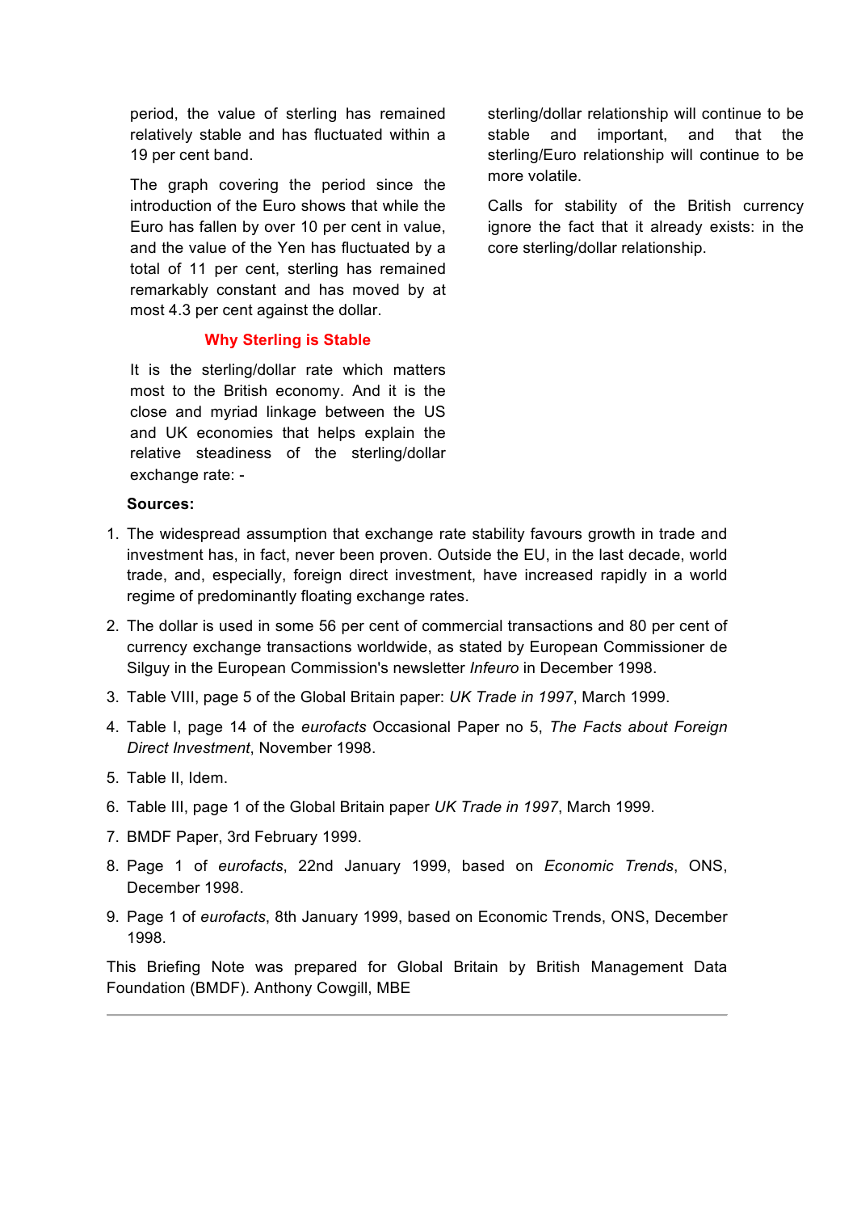period, the value of sterling has remained relatively stable and has fluctuated within a 19 per cent band.

The graph covering the period since the introduction of the Euro shows that while the Euro has fallen by over 10 per cent in value, and the value of the Yen has fluctuated by a total of 11 per cent, sterling has remained remarkably constant and has moved by at most 4.3 per cent against the dollar.

### Why Sterling is Stable

It is the sterling/dollar rate which matters most to the British economy. And it is the close and myriad linkage between the US and UK economies that helps explain the relative steadiness of the sterling/dollar exchange rate: -

sterling/dollar relationship will continue to be stable and important, and that the sterling/Euro relationship will continue to be more volatile.

Calls for stability of the British currency ignore the fact that it already exists: in the core sterling/dollar relationship.

**Sources:**

1. The widespread assumption that exchange rate stability favours growth in trade and investment has, in fact, never been proven. Outside the EU, in the last decade, world trade, and, especially, foreign direct investment, have increased rapidly in a world regime of predominantly floating exchange rates.
2. The dollar is used in some 56 per cent of commercial transactions and 80 per cent of currency exchange transactions worldwide, as stated by European Commissioner de Silguy in the European Commission's newsletter *Infeuro* in December 1998.
3. Table VIII, page 5 of the Global Britain paper: *UK Trade in 1997*, March 1999.
4. Table I, page 14 of the *eurofacts* Occasional Paper no 5, *The Facts about Foreign Direct Investment*, November 1998.
5. Table II, Idem.
6. Table III, page 1 of the Global Britain paper *UK Trade in 1997*, March 1999.
7. BMDF Paper, 3rd February 1999.
8. Page 1 of *eurofacts*, 22nd January 1999, based on *Economic Trends*, ONS, December 1998.
9. Page 1 of *eurofacts*, 8th January 1999, based on Economic Trends, ONS, December 1998.

This Briefing Note was prepared for Global Britain by British Management Data Foundation (BMDF). Anthony Cowgill, MBE